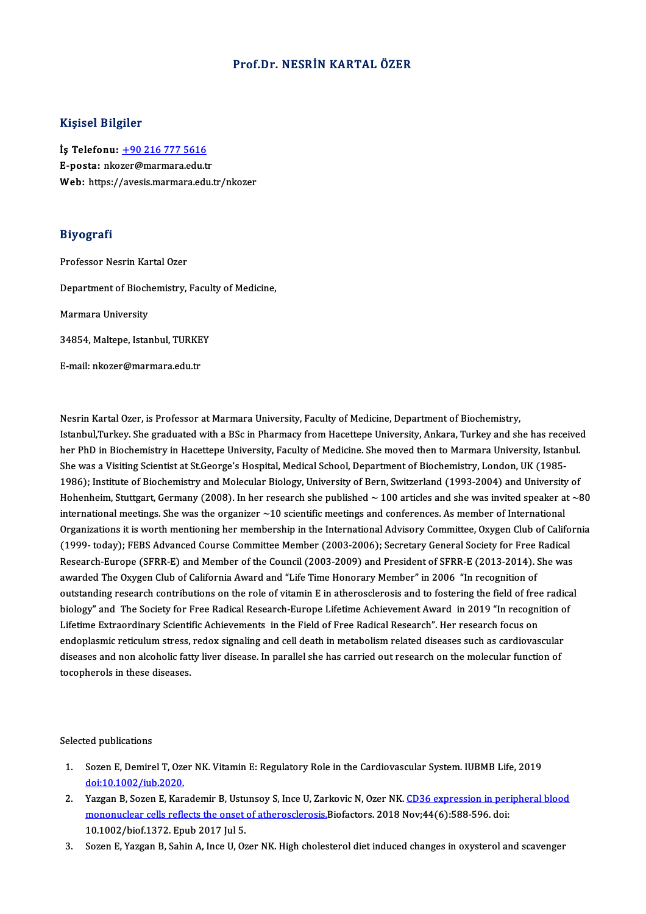# Prof.Dr. NESRİN KARTAL ÖZER

## Kişisel Bilgiler

**İş Telefonu:** [+90 216 777 5616](tel:+902167775616)
**E-posta:** nkozer@marmara.edu.tr
**Web:** https://avesis.marmara.edu.tr/nkozer

## Biyografi

Professor Nesrin Kartal Ozer

Department of Biochemistry, Faculty of Medicine,

Marmara University

34854, Maltepe, Istanbul, TURKEY

E-mail: nkozer@marmara.edu.tr

Nesrin Kartal Ozer, is Professor at Marmara University, Faculty of Medicine, Department of Biochemistry, Istanbul,Turkey. She graduated with a BSc in Pharmacy from Hacettepe University, Ankara, Turkey and she has received her PhD in Biochemistry in Hacettepe University, Faculty of Medicine. She moved then to Marmara University, Istanbul. She was a Visiting Scientist at St.George's Hospital, Medical School, Department of Biochemistry, London, UK (1985-1986); Institute of Biochemistry and Molecular Biology, University of Bern, Switzerland (1993-2004) and University of Hohenheim, Stuttgart, Germany (2008). In her research she published ~ 100 articles and she was invited speaker at ~80 international meetings. She was the organizer ~10 scientific meetings and conferences. As member of International Organizations it is worth mentioning her membership in the International Advisory Committee, Oxygen Club of California (1999- today); FEBS Advanced Course Committee Member (2003-2006); Secretary General Society for Free Radical Research-Europe (SFRR-E) and Member of the Council (2003-2009) and President of SFRR-E (2013-2014). She was awarded The Oxygen Club of California Award and "Life Time Honorary Member" in 2006 "In recognition of outstanding research contributions on the role of vitamin E in atherosclerosis and to fostering the field of free radical biology" and The Society for Free Radical Research-Europe Lifetime Achievement Award in 2019 "In recognition of Lifetime Extraordinary Scientific Achievements in the Field of Free Radical Research". Her research focus on endoplasmic reticulum stress, redox signaling and cell death in metabolism related diseases such as cardiovascular diseases and non alcoholic fatty liver disease. In parallel she has carried out research on the molecular function of tocopherols in these diseases.

Selected publications

1. Sozen E, Demirel T, Ozer NK. Vitamin E: Regulatory Role in the Cardiovascular System. IUBMB Life, 2019 doi:10.1002/iub.2020.
2. Yazgan B, Sozen E, Karademir B, Ustunsoy S, Ince U, Zarkovic N, Ozer NK. CD36 expression in peripheral blood mononuclear cells reflects the onset of atherosclerosis.Biofactors. 2018 Nov;44(6):588-596. doi: 10.1002/biof.1372. Epub 2017 Jul 5.
3. Sozen E, Yazgan B, Sahin A, Ince U, Ozer NK. High cholesterol diet induced changes in oxysterol and scavenger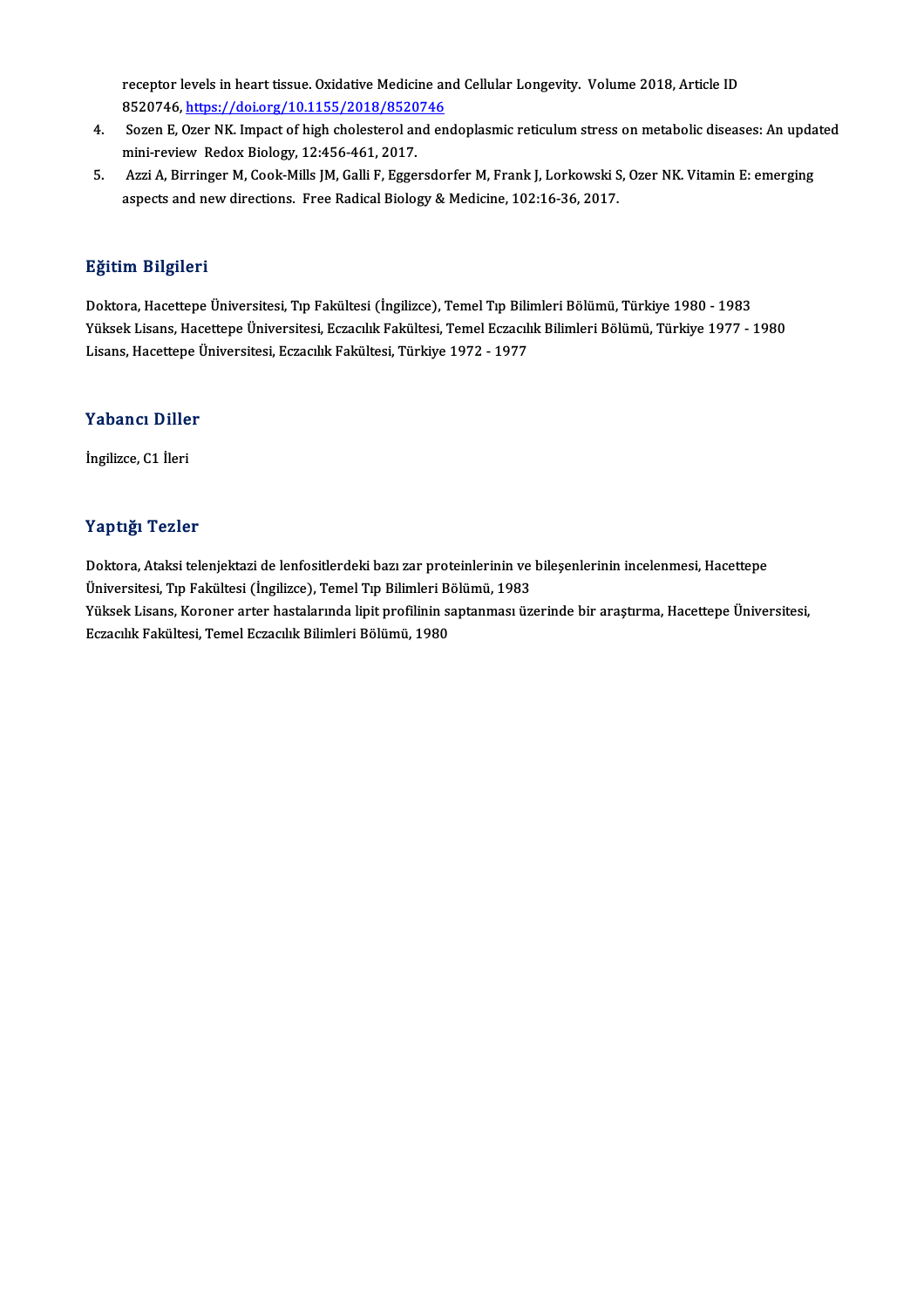receptor levels in heart tissue. Oxidative Medicine and Cellular Longevity. Volume 2018, Article ID 8520746, https://doi.org/10.1155/2018/8520746

4. Sozen E, Ozer NK. Impact of high cholesterol and endoplasmic reticulum stress on metabolic diseases: An updated mini-review Redox Biology, 12:456-461, 2017.
5. Azzi A, Birringer M, Cook-Mills JM, Galli F, Eggersdorfer M, Frank J, Lorkowski S, Ozer NK. Vitamin E: emerging aspects and new directions. Free Radical Biology & Medicine, 102:16-36, 2017.

## Eğitim Bilgileri

Doktora, Hacettepe Üniversitesi, Tıp Fakültesi (İngilizce), Temel Tıp Bilimleri Bölümü, Türkiye 1980 - 1983
Yüksek Lisans, Hacettepe Üniversitesi, Eczacılık Fakültesi, Temel Eczacılık Bilimleri Bölümü, Türkiye 1977 - 1980
Lisans, Hacettepe Üniversitesi, Eczacılık Fakültesi, Türkiye 1972 - 1977

## Yabancı Diller

İngilizce, C1 İleri

## Yaptığı Tezler

Doktora, Ataksi telenjektazi de lenfositlerdeki bazı zar proteinlerinin ve bileşenlerinin incelenmesi, Hacettepe Üniversitesi, Tıp Fakültesi (İngilizce), Temel Tıp Bilimleri Bölümü, 1983
Yüksek Lisans, Koroner arter hastalarında lipit profilinin saptanması üzerinde bir araştırma, Hacettepe Üniversitesi, Eczacılık Fakültesi, Temel Eczacılık Bilimleri Bölümü, 1980